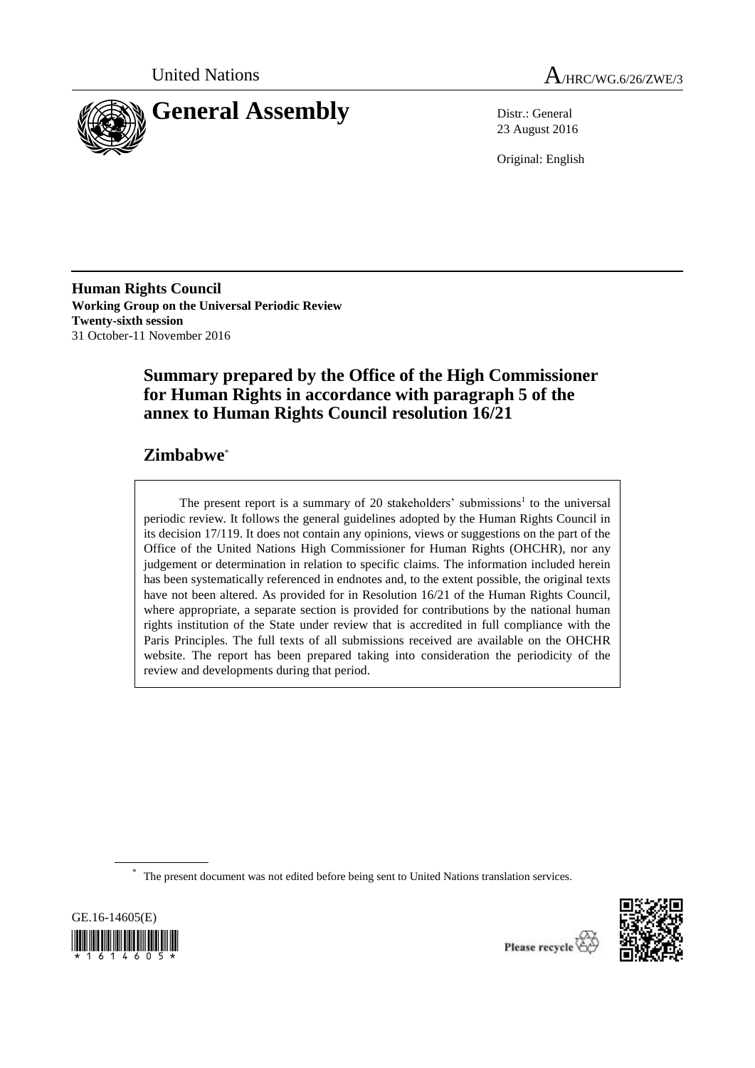United Nations A/HRC/WG.6/26/ZWE/3

# General Assembly

Distr.: General
23 August 2016

Original: English

**Human Rights Council**
**Working Group on the Universal Periodic Review**
**Twenty-sixth session**
31 October-11 November 2016

## Summary prepared by the Office of the High Commissioner for Human Rights in accordance with paragraph 5 of the annex to Human Rights Council resolution 16/21

## Zimbabwe*

The present report is a summary of 20 stakeholders' submissions[1] to the universal periodic review. It follows the general guidelines adopted by the Human Rights Council in its decision 17/119. It does not contain any opinions, views or suggestions on the part of the Office of the United Nations High Commissioner for Human Rights (OHCHR), nor any judgement or determination in relation to specific claims. The information included herein has been systematically referenced in endnotes and, to the extent possible, the original texts have not been altered. As provided for in Resolution 16/21 of the Human Rights Council, where appropriate, a separate section is provided for contributions by the national human rights institution of the State under review that is accredited in full compliance with the Paris Principles. The full texts of all submissions received are available on the OHCHR website. The report has been prepared taking into consideration the periodicity of the review and developments during that period.

\* The present document was not edited before being sent to United Nations translation services.

GE.16-14605(E)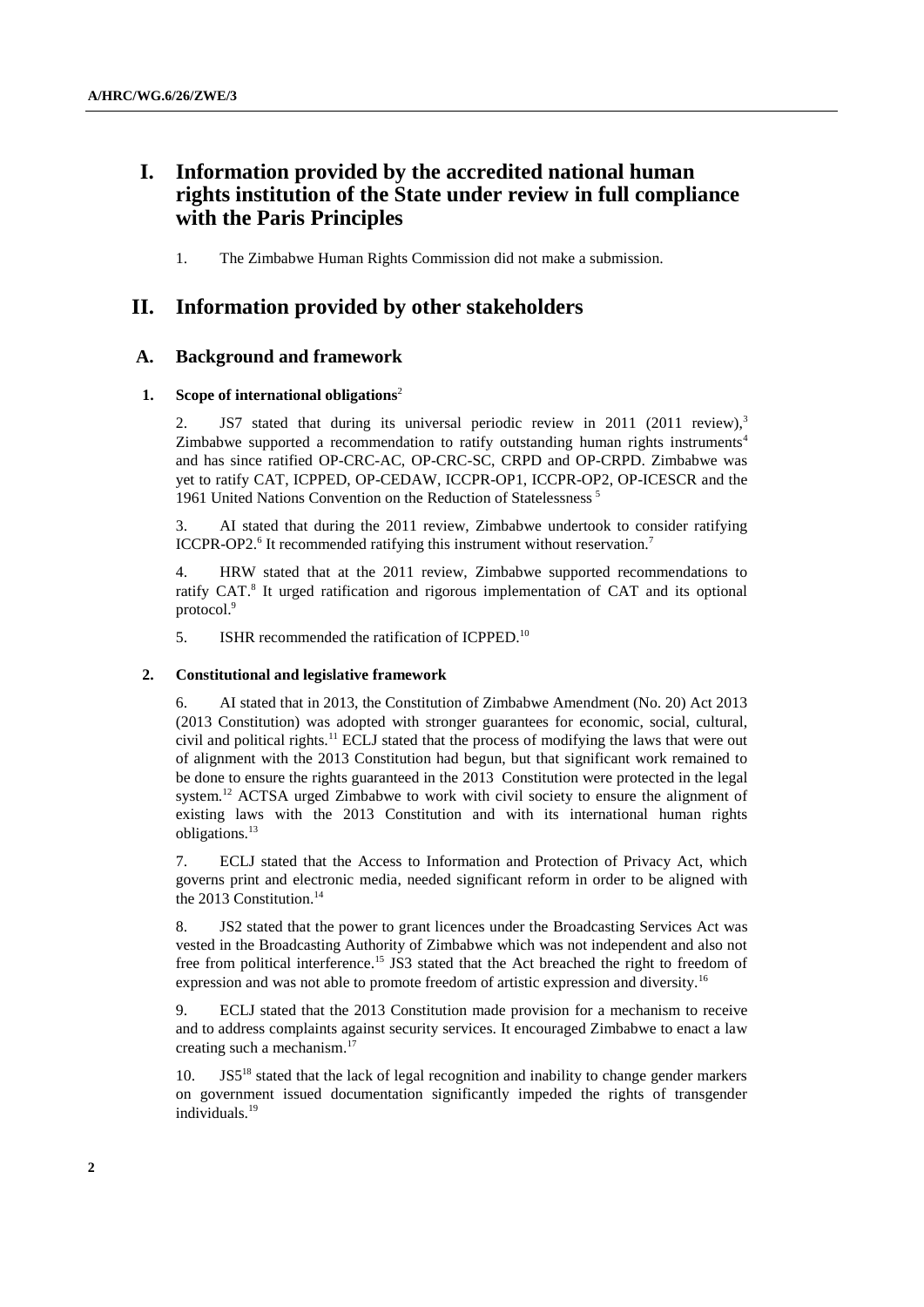# I. Information provided by the accredited national human rights institution of the State under review in full compliance with the Paris Principles

1. The Zimbabwe Human Rights Commission did not make a submission.

# II. Information provided by other stakeholders

## A. Background and framework

### 1. Scope of international obligations[2]

2. JS7 stated that during its universal periodic review in 2011 (2011 review),[3] Zimbabwe supported a recommendation to ratify outstanding human rights instruments[4] and has since ratified OP-CRC-AC, OP-CRC-SC, CRPD and OP-CRPD. Zimbabwe was yet to ratify CAT, ICPPED, OP-CEDAW, ICCPR-OP1, ICCPR-OP2, OP-ICESCR and the 1961 United Nations Convention on the Reduction of Statelessness [5]

3. AI stated that during the 2011 review, Zimbabwe undertook to consider ratifying ICCPR-OP2.[6] It recommended ratifying this instrument without reservation.[7]

4. HRW stated that at the 2011 review, Zimbabwe supported recommendations to ratify CAT.[8] It urged ratification and rigorous implementation of CAT and its optional protocol.[9]

5. ISHR recommended the ratification of ICPPED.[10]

### 2. Constitutional and legislative framework

6. AI stated that in 2013, the Constitution of Zimbabwe Amendment (No. 20) Act 2013 (2013 Constitution) was adopted with stronger guarantees for economic, social, cultural, civil and political rights.[11] ECLJ stated that the process of modifying the laws that were out of alignment with the 2013 Constitution had begun, but that significant work remained to be done to ensure the rights guaranteed in the 2013 Constitution were protected in the legal system.[12] ACTSA urged Zimbabwe to work with civil society to ensure the alignment of existing laws with the 2013 Constitution and with its international human rights obligations.[13]

7. ECLJ stated that the Access to Information and Protection of Privacy Act, which governs print and electronic media, needed significant reform in order to be aligned with the 2013 Constitution.[14]

8. JS2 stated that the power to grant licences under the Broadcasting Services Act was vested in the Broadcasting Authority of Zimbabwe which was not independent and also not free from political interference.[15] JS3 stated that the Act breached the right to freedom of expression and was not able to promote freedom of artistic expression and diversity.[16]

9. ECLJ stated that the 2013 Constitution made provision for a mechanism to receive and to address complaints against security services. It encouraged Zimbabwe to enact a law creating such a mechanism.[17]

10. JS5[18] stated that the lack of legal recognition and inability to change gender markers on government issued documentation significantly impeded the rights of transgender individuals.[19]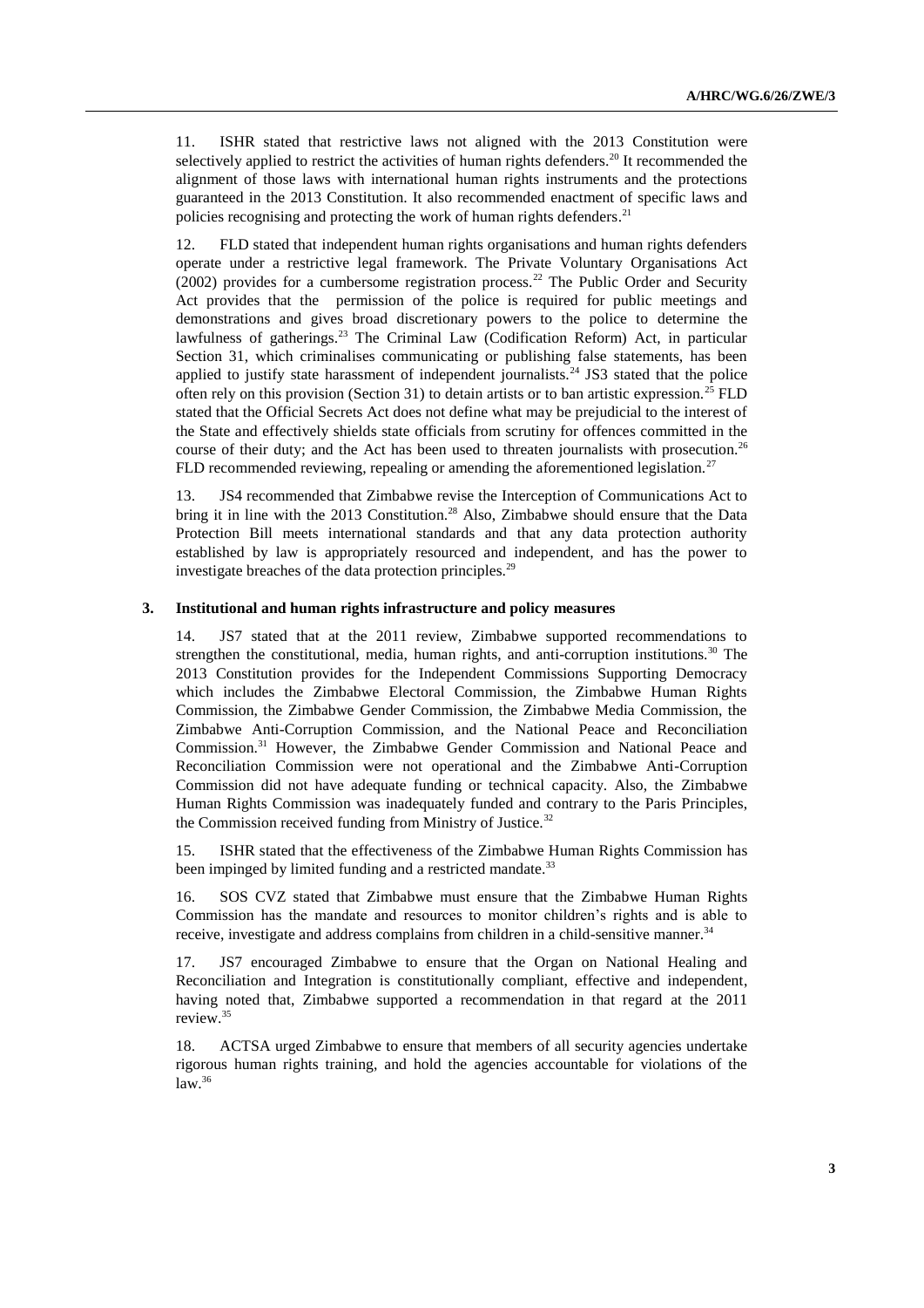11. ISHR stated that restrictive laws not aligned with the 2013 Constitution were selectively applied to restrict the activities of human rights defenders.[20] It recommended the alignment of those laws with international human rights instruments and the protections guaranteed in the 2013 Constitution. It also recommended enactment of specific laws and policies recognising and protecting the work of human rights defenders.[21]

12. FLD stated that independent human rights organisations and human rights defenders operate under a restrictive legal framework. The Private Voluntary Organisations Act (2002) provides for a cumbersome registration process.[22] The Public Order and Security Act provides that the permission of the police is required for public meetings and demonstrations and gives broad discretionary powers to the police to determine the lawfulness of gatherings.[23] The Criminal Law (Codification Reform) Act, in particular Section 31, which criminalises communicating or publishing false statements, has been applied to justify state harassment of independent journalists.[24] JS3 stated that the police often rely on this provision (Section 31) to detain artists or to ban artistic expression.[25] FLD stated that the Official Secrets Act does not define what may be prejudicial to the interest of the State and effectively shields state officials from scrutiny for offences committed in the course of their duty; and the Act has been used to threaten journalists with prosecution.[26] FLD recommended reviewing, repealing or amending the aforementioned legislation.[27]

13. JS4 recommended that Zimbabwe revise the Interception of Communications Act to bring it in line with the 2013 Constitution.[28] Also, Zimbabwe should ensure that the Data Protection Bill meets international standards and that any data protection authority established by law is appropriately resourced and independent, and has the power to investigate breaches of the data protection principles.[29]

### 3. Institutional and human rights infrastructure and policy measures

14. JS7 stated that at the 2011 review, Zimbabwe supported recommendations to strengthen the constitutional, media, human rights, and anti-corruption institutions.[30] The 2013 Constitution provides for the Independent Commissions Supporting Democracy which includes the Zimbabwe Electoral Commission, the Zimbabwe Human Rights Commission, the Zimbabwe Gender Commission, the Zimbabwe Media Commission, the Zimbabwe Anti-Corruption Commission, and the National Peace and Reconciliation Commission.[31] However, the Zimbabwe Gender Commission and National Peace and Reconciliation Commission were not operational and the Zimbabwe Anti-Corruption Commission did not have adequate funding or technical capacity. Also, the Zimbabwe Human Rights Commission was inadequately funded and contrary to the Paris Principles, the Commission received funding from Ministry of Justice.[32]

15. ISHR stated that the effectiveness of the Zimbabwe Human Rights Commission has been impinged by limited funding and a restricted mandate.[33]

16. SOS CVZ stated that Zimbabwe must ensure that the Zimbabwe Human Rights Commission has the mandate and resources to monitor children's rights and is able to receive, investigate and address complains from children in a child-sensitive manner.[34]

17. JS7 encouraged Zimbabwe to ensure that the Organ on National Healing and Reconciliation and Integration is constitutionally compliant, effective and independent, having noted that, Zimbabwe supported a recommendation in that regard at the 2011 review.[35]

18. ACTSA urged Zimbabwe to ensure that members of all security agencies undertake rigorous human rights training, and hold the agencies accountable for violations of the law.[36]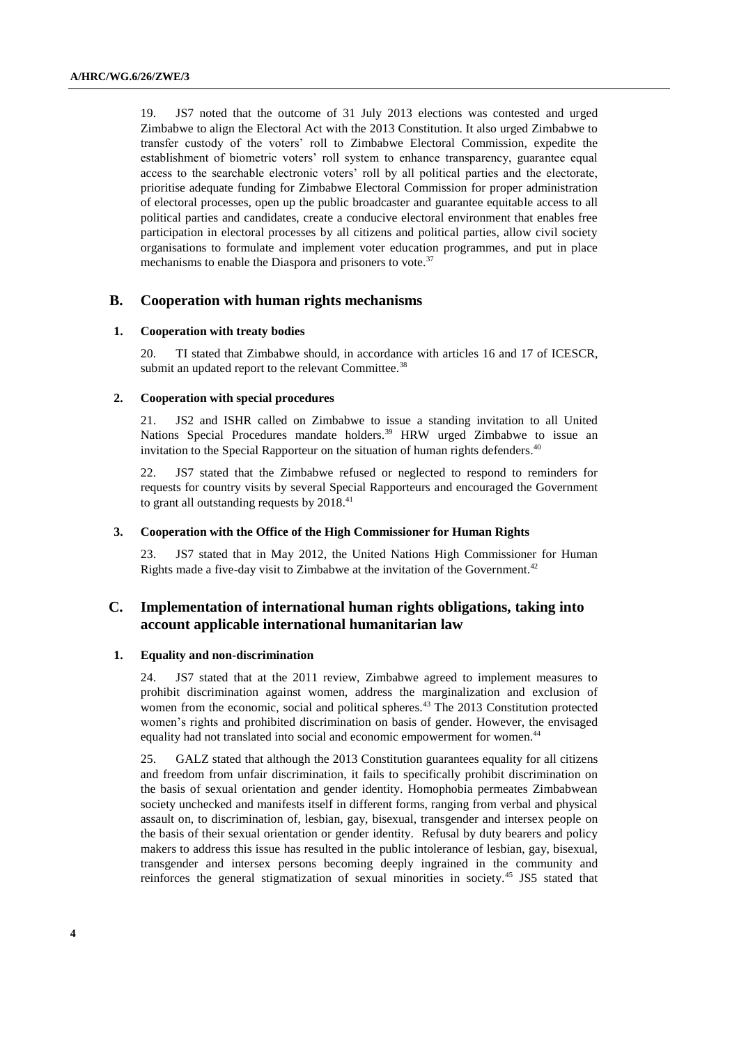19. JS7 noted that the outcome of 31 July 2013 elections was contested and urged Zimbabwe to align the Electoral Act with the 2013 Constitution. It also urged Zimbabwe to transfer custody of the voters' roll to Zimbabwe Electoral Commission, expedite the establishment of biometric voters' roll system to enhance transparency, guarantee equal access to the searchable electronic voters' roll by all political parties and the electorate, prioritise adequate funding for Zimbabwe Electoral Commission for proper administration of electoral processes, open up the public broadcaster and guarantee equitable access to all political parties and candidates, create a conducive electoral environment that enables free participation in electoral processes by all citizens and political parties, allow civil society organisations to formulate and implement voter education programmes, and put in place mechanisms to enable the Diaspora and prisoners to vote.[37]

## B. Cooperation with human rights mechanisms

### 1. Cooperation with treaty bodies

20. TI stated that Zimbabwe should, in accordance with articles 16 and 17 of ICESCR, submit an updated report to the relevant Committee.[38]

### 2. Cooperation with special procedures

21. JS2 and ISHR called on Zimbabwe to issue a standing invitation to all United Nations Special Procedures mandate holders.[39] HRW urged Zimbabwe to issue an invitation to the Special Rapporteur on the situation of human rights defenders.[40]

22. JS7 stated that the Zimbabwe refused or neglected to respond to reminders for requests for country visits by several Special Rapporteurs and encouraged the Government to grant all outstanding requests by 2018.[41]

### 3. Cooperation with the Office of the High Commissioner for Human Rights

23. JS7 stated that in May 2012, the United Nations High Commissioner for Human Rights made a five-day visit to Zimbabwe at the invitation of the Government.[42]

## C. Implementation of international human rights obligations, taking into account applicable international humanitarian law

### 1. Equality and non-discrimination

24. JS7 stated that at the 2011 review, Zimbabwe agreed to implement measures to prohibit discrimination against women, address the marginalization and exclusion of women from the economic, social and political spheres.[43] The 2013 Constitution protected women's rights and prohibited discrimination on basis of gender. However, the envisaged equality had not translated into social and economic empowerment for women.[44]

25. GALZ stated that although the 2013 Constitution guarantees equality for all citizens and freedom from unfair discrimination, it fails to specifically prohibit discrimination on the basis of sexual orientation and gender identity. Homophobia permeates Zimbabwean society unchecked and manifests itself in different forms, ranging from verbal and physical assault on, to discrimination of, lesbian, gay, bisexual, transgender and intersex people on the basis of their sexual orientation or gender identity. Refusal by duty bearers and policy makers to address this issue has resulted in the public intolerance of lesbian, gay, bisexual, transgender and intersex persons becoming deeply ingrained in the community and reinforces the general stigmatization of sexual minorities in society.[45] JS5 stated that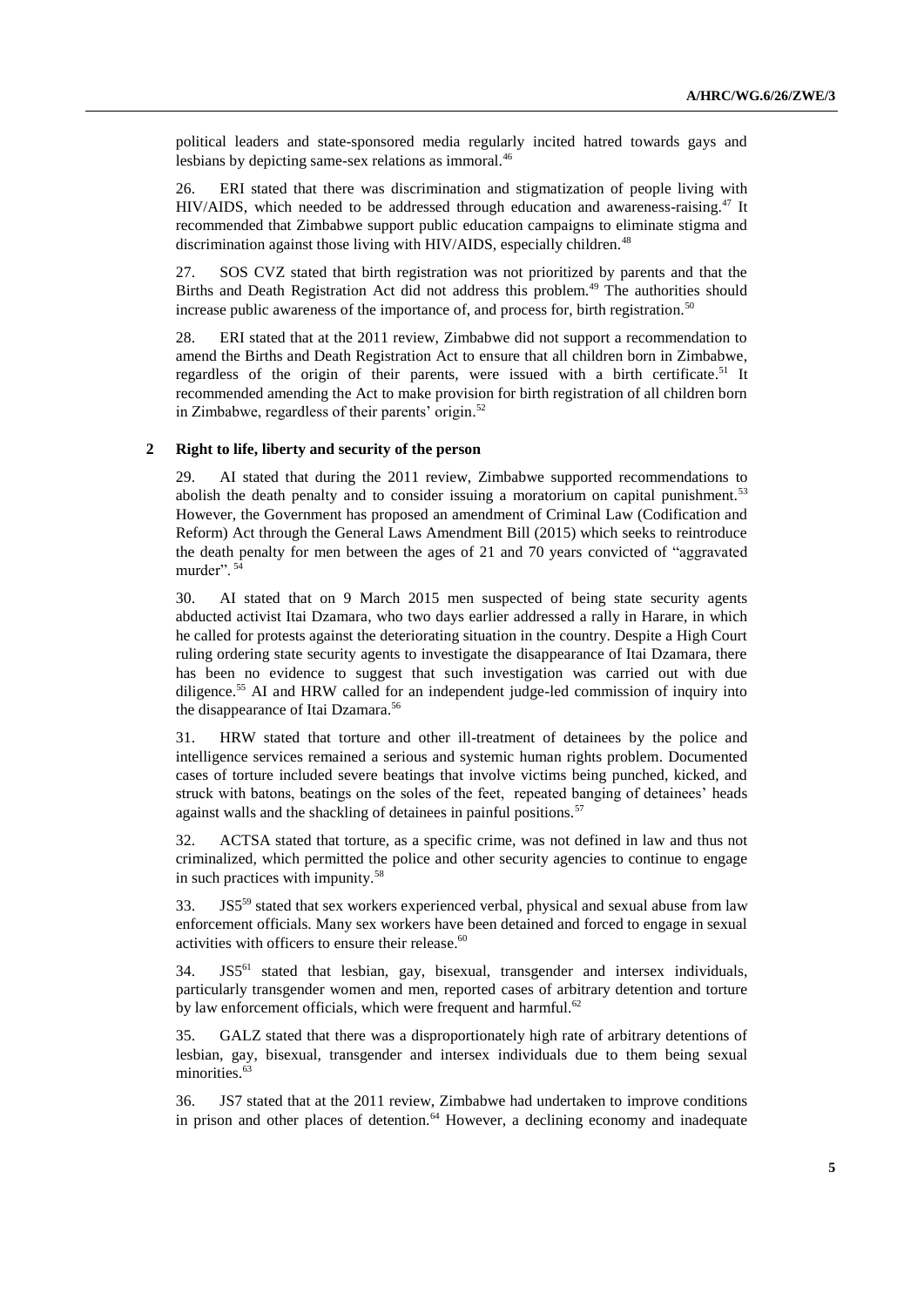political leaders and state-sponsored media regularly incited hatred towards gays and lesbians by depicting same-sex relations as immoral.[46]

26. ERI stated that there was discrimination and stigmatization of people living with HIV/AIDS, which needed to be addressed through education and awareness-raising.[47] It recommended that Zimbabwe support public education campaigns to eliminate stigma and discrimination against those living with HIV/AIDS, especially children.[48]

27. SOS CVZ stated that birth registration was not prioritized by parents and that the Births and Death Registration Act did not address this problem.[49] The authorities should increase public awareness of the importance of, and process for, birth registration.[50]

28. ERI stated that at the 2011 review, Zimbabwe did not support a recommendation to amend the Births and Death Registration Act to ensure that all children born in Zimbabwe, regardless of the origin of their parents, were issued with a birth certificate.[51] It recommended amending the Act to make provision for birth registration of all children born in Zimbabwe, regardless of their parents' origin.[52]

### 2 Right to life, liberty and security of the person

29. AI stated that during the 2011 review, Zimbabwe supported recommendations to abolish the death penalty and to consider issuing a moratorium on capital punishment.[53] However, the Government has proposed an amendment of Criminal Law (Codification and Reform) Act through the General Laws Amendment Bill (2015) which seeks to reintroduce the death penalty for men between the ages of 21 and 70 years convicted of "aggravated murder".[54]

30. AI stated that on 9 March 2015 men suspected of being state security agents abducted activist Itai Dzamara, who two days earlier addressed a rally in Harare, in which he called for protests against the deteriorating situation in the country. Despite a High Court ruling ordering state security agents to investigate the disappearance of Itai Dzamara, there has been no evidence to suggest that such investigation was carried out with due diligence.[55] AI and HRW called for an independent judge-led commission of inquiry into the disappearance of Itai Dzamara.[56]

31. HRW stated that torture and other ill-treatment of detainees by the police and intelligence services remained a serious and systemic human rights problem. Documented cases of torture included severe beatings that involve victims being punched, kicked, and struck with batons, beatings on the soles of the feet, repeated banging of detainees' heads against walls and the shackling of detainees in painful positions.[57]

32. ACTSA stated that torture, as a specific crime, was not defined in law and thus not criminalized, which permitted the police and other security agencies to continue to engage in such practices with impunity.[58]

33. JS5[59] stated that sex workers experienced verbal, physical and sexual abuse from law enforcement officials. Many sex workers have been detained and forced to engage in sexual activities with officers to ensure their release.[60]

34. JS5[61] stated that lesbian, gay, bisexual, transgender and intersex individuals, particularly transgender women and men, reported cases of arbitrary detention and torture by law enforcement officials, which were frequent and harmful.[62]

35. GALZ stated that there was a disproportionately high rate of arbitrary detentions of lesbian, gay, bisexual, transgender and intersex individuals due to them being sexual minorities.[63]

36. JS7 stated that at the 2011 review, Zimbabwe had undertaken to improve conditions in prison and other places of detention.[64] However, a declining economy and inadequate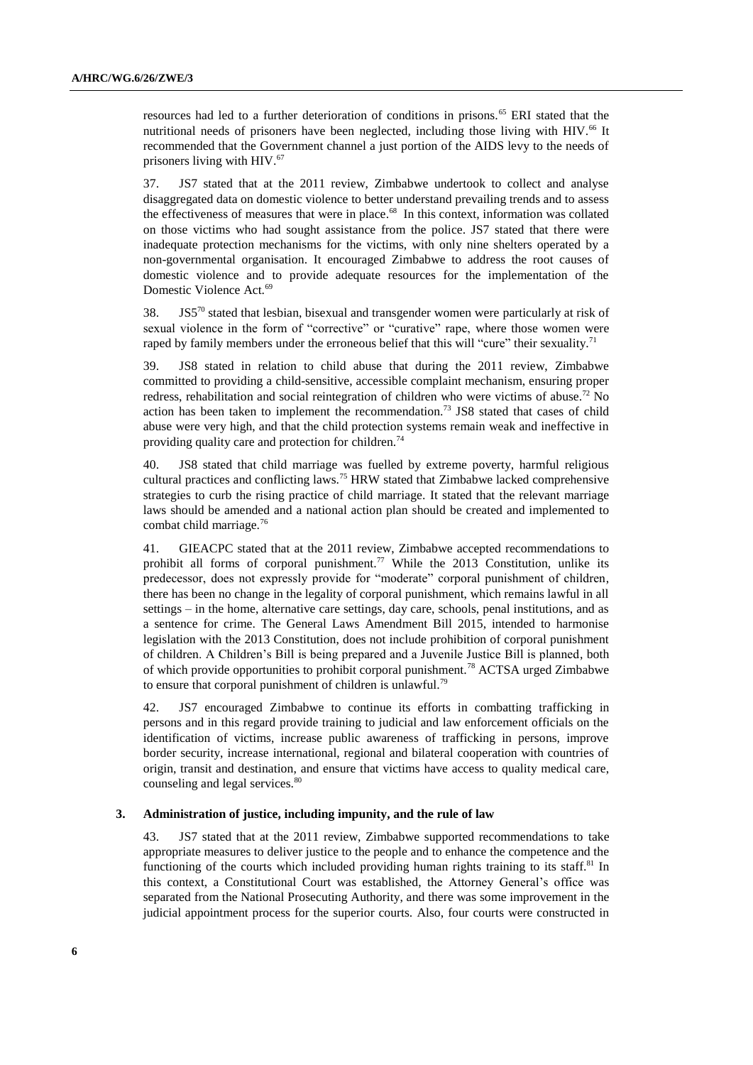resources had led to a further deterioration of conditions in prisons.[65] ERI stated that the nutritional needs of prisoners have been neglected, including those living with HIV.[66] It recommended that the Government channel a just portion of the AIDS levy to the needs of prisoners living with HIV.[67]

37. JS7 stated that at the 2011 review, Zimbabwe undertook to collect and analyse disaggregated data on domestic violence to better understand prevailing trends and to assess the effectiveness of measures that were in place.[68] In this context, information was collated on those victims who had sought assistance from the police. JS7 stated that there were inadequate protection mechanisms for the victims, with only nine shelters operated by a non-governmental organisation. It encouraged Zimbabwe to address the root causes of domestic violence and to provide adequate resources for the implementation of the Domestic Violence Act.[69]

38. JS5[70] stated that lesbian, bisexual and transgender women were particularly at risk of sexual violence in the form of "corrective" or "curative" rape, where those women were raped by family members under the erroneous belief that this will "cure" their sexuality.[71]

39. JS8 stated in relation to child abuse that during the 2011 review, Zimbabwe committed to providing a child-sensitive, accessible complaint mechanism, ensuring proper redress, rehabilitation and social reintegration of children who were victims of abuse.[72] No action has been taken to implement the recommendation.[73] JS8 stated that cases of child abuse were very high, and that the child protection systems remain weak and ineffective in providing quality care and protection for children.[74]

40. JS8 stated that child marriage was fuelled by extreme poverty, harmful religious cultural practices and conflicting laws.[75] HRW stated that Zimbabwe lacked comprehensive strategies to curb the rising practice of child marriage. It stated that the relevant marriage laws should be amended and a national action plan should be created and implemented to combat child marriage.[76]

41. GIEACPC stated that at the 2011 review, Zimbabwe accepted recommendations to prohibit all forms of corporal punishment.[77] While the 2013 Constitution, unlike its predecessor, does not expressly provide for "moderate" corporal punishment of children, there has been no change in the legality of corporal punishment, which remains lawful in all settings – in the home, alternative care settings, day care, schools, penal institutions, and as a sentence for crime. The General Laws Amendment Bill 2015, intended to harmonise legislation with the 2013 Constitution, does not include prohibition of corporal punishment of children. A Children's Bill is being prepared and a Juvenile Justice Bill is planned, both of which provide opportunities to prohibit corporal punishment.[78] ACTSA urged Zimbabwe to ensure that corporal punishment of children is unlawful.[79]

42. JS7 encouraged Zimbabwe to continue its efforts in combatting trafficking in persons and in this regard provide training to judicial and law enforcement officials on the identification of victims, increase public awareness of trafficking in persons, improve border security, increase international, regional and bilateral cooperation with countries of origin, transit and destination, and ensure that victims have access to quality medical care, counseling and legal services.[80]

### 3. Administration of justice, including impunity, and the rule of law

43. JS7 stated that at the 2011 review, Zimbabwe supported recommendations to take appropriate measures to deliver justice to the people and to enhance the competence and the functioning of the courts which included providing human rights training to its staff.[81] In this context, a Constitutional Court was established, the Attorney General's office was separated from the National Prosecuting Authority, and there was some improvement in the judicial appointment process for the superior courts. Also, four courts were constructed in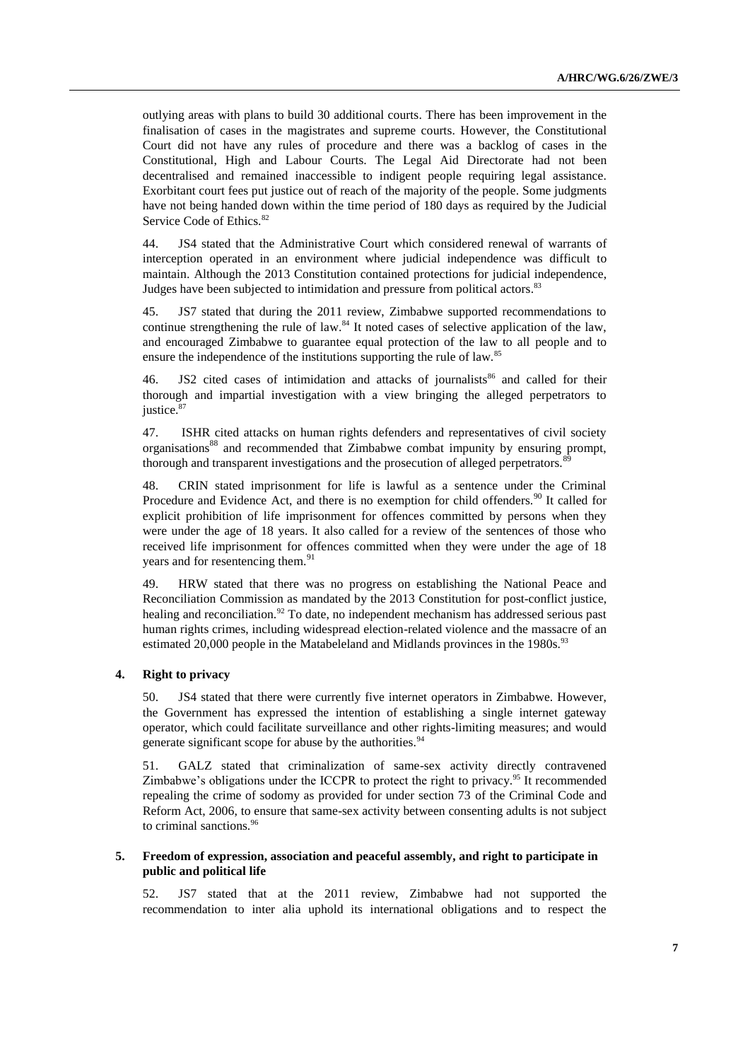outlying areas with plans to build 30 additional courts. There has been improvement in the finalisation of cases in the magistrates and supreme courts. However, the Constitutional Court did not have any rules of procedure and there was a backlog of cases in the Constitutional, High and Labour Courts. The Legal Aid Directorate had not been decentralised and remained inaccessible to indigent people requiring legal assistance. Exorbitant court fees put justice out of reach of the majority of the people. Some judgments have not being handed down within the time period of 180 days as required by the Judicial Service Code of Ethics.[82]

44. JS4 stated that the Administrative Court which considered renewal of warrants of interception operated in an environment where judicial independence was difficult to maintain. Although the 2013 Constitution contained protections for judicial independence, Judges have been subjected to intimidation and pressure from political actors.[83]

45. JS7 stated that during the 2011 review, Zimbabwe supported recommendations to continue strengthening the rule of law.[84] It noted cases of selective application of the law, and encouraged Zimbabwe to guarantee equal protection of the law to all people and to ensure the independence of the institutions supporting the rule of law.[85]

46. JS2 cited cases of intimidation and attacks of journalists[86] and called for their thorough and impartial investigation with a view bringing the alleged perpetrators to justice.[87]

47. ISHR cited attacks on human rights defenders and representatives of civil society organisations[88] and recommended that Zimbabwe combat impunity by ensuring prompt, thorough and transparent investigations and the prosecution of alleged perpetrators.[89]

48. CRIN stated imprisonment for life is lawful as a sentence under the Criminal Procedure and Evidence Act, and there is no exemption for child offenders.[90] It called for explicit prohibition of life imprisonment for offences committed by persons when they were under the age of 18 years. It also called for a review of the sentences of those who received life imprisonment for offences committed when they were under the age of 18 years and for resentencing them.[91]

49. HRW stated that there was no progress on establishing the National Peace and Reconciliation Commission as mandated by the 2013 Constitution for post-conflict justice, healing and reconciliation.[92] To date, no independent mechanism has addressed serious past human rights crimes, including widespread election-related violence and the massacre of an estimated 20,000 people in the Matabeleland and Midlands provinces in the 1980s.[93]

### 4. Right to privacy

50. JS4 stated that there were currently five internet operators in Zimbabwe. However, the Government has expressed the intention of establishing a single internet gateway operator, which could facilitate surveillance and other rights-limiting measures; and would generate significant scope for abuse by the authorities.[94]

51. GALZ stated that criminalization of same-sex activity directly contravened Zimbabwe's obligations under the ICCPR to protect the right to privacy.[95] It recommended repealing the crime of sodomy as provided for under section 73 of the Criminal Code and Reform Act, 2006, to ensure that same-sex activity between consenting adults is not subject to criminal sanctions.[96]

### 5. Freedom of expression, association and peaceful assembly, and right to participate in public and political life

52. JS7 stated that at the 2011 review, Zimbabwe had not supported the recommendation to inter alia uphold its international obligations and to respect the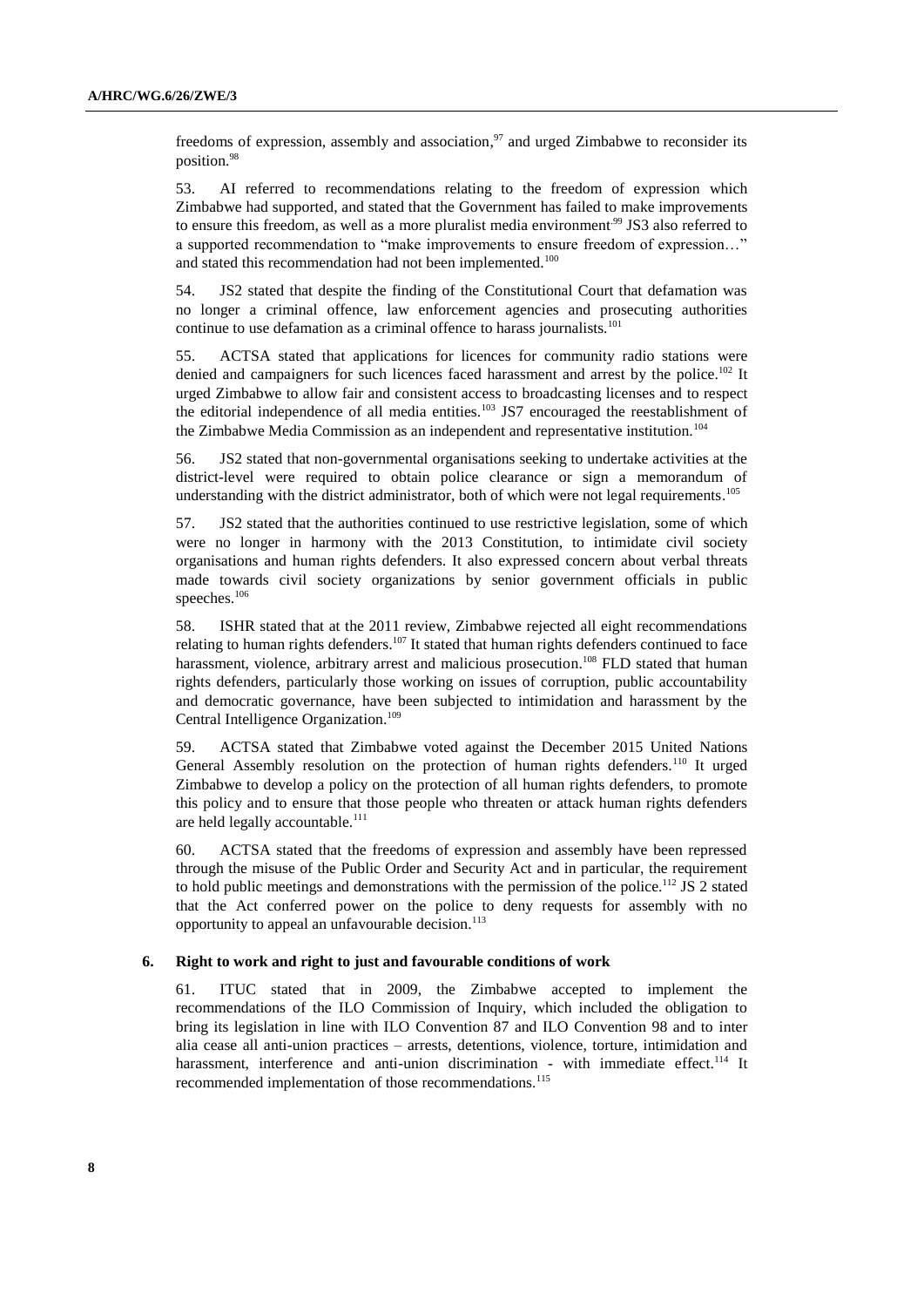freedoms of expression, assembly and association,[97] and urged Zimbabwe to reconsider its position.[98]

53. AI referred to recommendations relating to the freedom of expression which Zimbabwe had supported, and stated that the Government has failed to make improvements to ensure this freedom, as well as a more pluralist media environment.[99] JS3 also referred to a supported recommendation to "make improvements to ensure freedom of expression…" and stated this recommendation had not been implemented.[100]

54. JS2 stated that despite the finding of the Constitutional Court that defamation was no longer a criminal offence, law enforcement agencies and prosecuting authorities continue to use defamation as a criminal offence to harass journalists.[101]

55. ACTSA stated that applications for licences for community radio stations were denied and campaigners for such licences faced harassment and arrest by the police.[102] It urged Zimbabwe to allow fair and consistent access to broadcasting licenses and to respect the editorial independence of all media entities.[103] JS7 encouraged the reestablishment of the Zimbabwe Media Commission as an independent and representative institution.[104]

56. JS2 stated that non-governmental organisations seeking to undertake activities at the district-level were required to obtain police clearance or sign a memorandum of understanding with the district administrator, both of which were not legal requirements.[105]

57. JS2 stated that the authorities continued to use restrictive legislation, some of which were no longer in harmony with the 2013 Constitution, to intimidate civil society organisations and human rights defenders. It also expressed concern about verbal threats made towards civil society organizations by senior government officials in public speeches.[106]

58. ISHR stated that at the 2011 review, Zimbabwe rejected all eight recommendations relating to human rights defenders.[107] It stated that human rights defenders continued to face harassment, violence, arbitrary arrest and malicious prosecution.[108] FLD stated that human rights defenders, particularly those working on issues of corruption, public accountability and democratic governance, have been subjected to intimidation and harassment by the Central Intelligence Organization.[109]

59. ACTSA stated that Zimbabwe voted against the December 2015 United Nations General Assembly resolution on the protection of human rights defenders.[110] It urged Zimbabwe to develop a policy on the protection of all human rights defenders, to promote this policy and to ensure that those people who threaten or attack human rights defenders are held legally accountable.[111]

60. ACTSA stated that the freedoms of expression and assembly have been repressed through the misuse of the Public Order and Security Act and in particular, the requirement to hold public meetings and demonstrations with the permission of the police.[112] JS 2 stated that the Act conferred power on the police to deny requests for assembly with no opportunity to appeal an unfavourable decision.[113]

### 6. Right to work and right to just and favourable conditions of work

61. ITUC stated that in 2009, the Zimbabwe accepted to implement the recommendations of the ILO Commission of Inquiry, which included the obligation to bring its legislation in line with ILO Convention 87 and ILO Convention 98 and to inter alia cease all anti-union practices – arrests, detentions, violence, torture, intimidation and harassment, interference and anti-union discrimination - with immediate effect.[114] It recommended implementation of those recommendations.[115]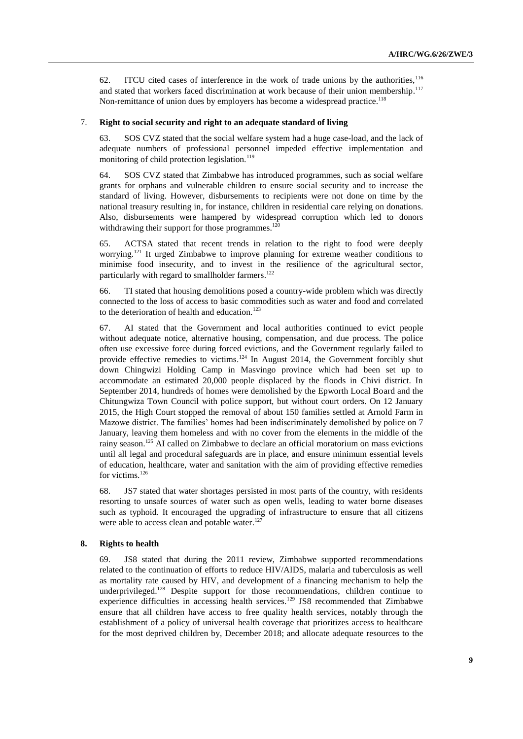62. ITCU cited cases of interference in the work of trade unions by the authorities,[116] and stated that workers faced discrimination at work because of their union membership.[117] Non-remittance of union dues by employers has become a widespread practice.[118]

### 7. Right to social security and right to an adequate standard of living

63. SOS CVZ stated that the social welfare system had a huge case-load, and the lack of adequate numbers of professional personnel impeded effective implementation and monitoring of child protection legislation.[119]

64. SOS CVZ stated that Zimbabwe has introduced programmes, such as social welfare grants for orphans and vulnerable children to ensure social security and to increase the standard of living. However, disbursements to recipients were not done on time by the national treasury resulting in, for instance, children in residential care relying on donations. Also, disbursements were hampered by widespread corruption which led to donors withdrawing their support for those programmes.[120]

65. ACTSA stated that recent trends in relation to the right to food were deeply worrying.[121] It urged Zimbabwe to improve planning for extreme weather conditions to minimise food insecurity, and to invest in the resilience of the agricultural sector, particularly with regard to smallholder farmers.[122]

66. TI stated that housing demolitions posed a country-wide problem which was directly connected to the loss of access to basic commodities such as water and food and correlated to the deterioration of health and education.[123]

67. AI stated that the Government and local authorities continued to evict people without adequate notice, alternative housing, compensation, and due process. The police often use excessive force during forced evictions, and the Government regularly failed to provide effective remedies to victims.[124] In August 2014, the Government forcibly shut down Chingwizi Holding Camp in Masvingo province which had been set up to accommodate an estimated 20,000 people displaced by the floods in Chivi district. In September 2014, hundreds of homes were demolished by the Epworth Local Board and the Chitungwiza Town Council with police support, but without court orders. On 12 January 2015, the High Court stopped the removal of about 150 families settled at Arnold Farm in Mazowe district. The families' homes had been indiscriminately demolished by police on 7 January, leaving them homeless and with no cover from the elements in the middle of the rainy season.[125] AI called on Zimbabwe to declare an official moratorium on mass evictions until all legal and procedural safeguards are in place, and ensure minimum essential levels of education, healthcare, water and sanitation with the aim of providing effective remedies for victims.[126]

68. JS7 stated that water shortages persisted in most parts of the country, with residents resorting to unsafe sources of water such as open wells, leading to water borne diseases such as typhoid. It encouraged the upgrading of infrastructure to ensure that all citizens were able to access clean and potable water.[127]

### 8. Rights to health

69. JS8 stated that during the 2011 review, Zimbabwe supported recommendations related to the continuation of efforts to reduce HIV/AIDS, malaria and tuberculosis as well as mortality rate caused by HIV, and development of a financing mechanism to help the underprivileged.[128] Despite support for those recommendations, children continue to experience difficulties in accessing health services.[129] JS8 recommended that Zimbabwe ensure that all children have access to free quality health services, notably through the establishment of a policy of universal health coverage that prioritizes access to healthcare for the most deprived children by, December 2018; and allocate adequate resources to the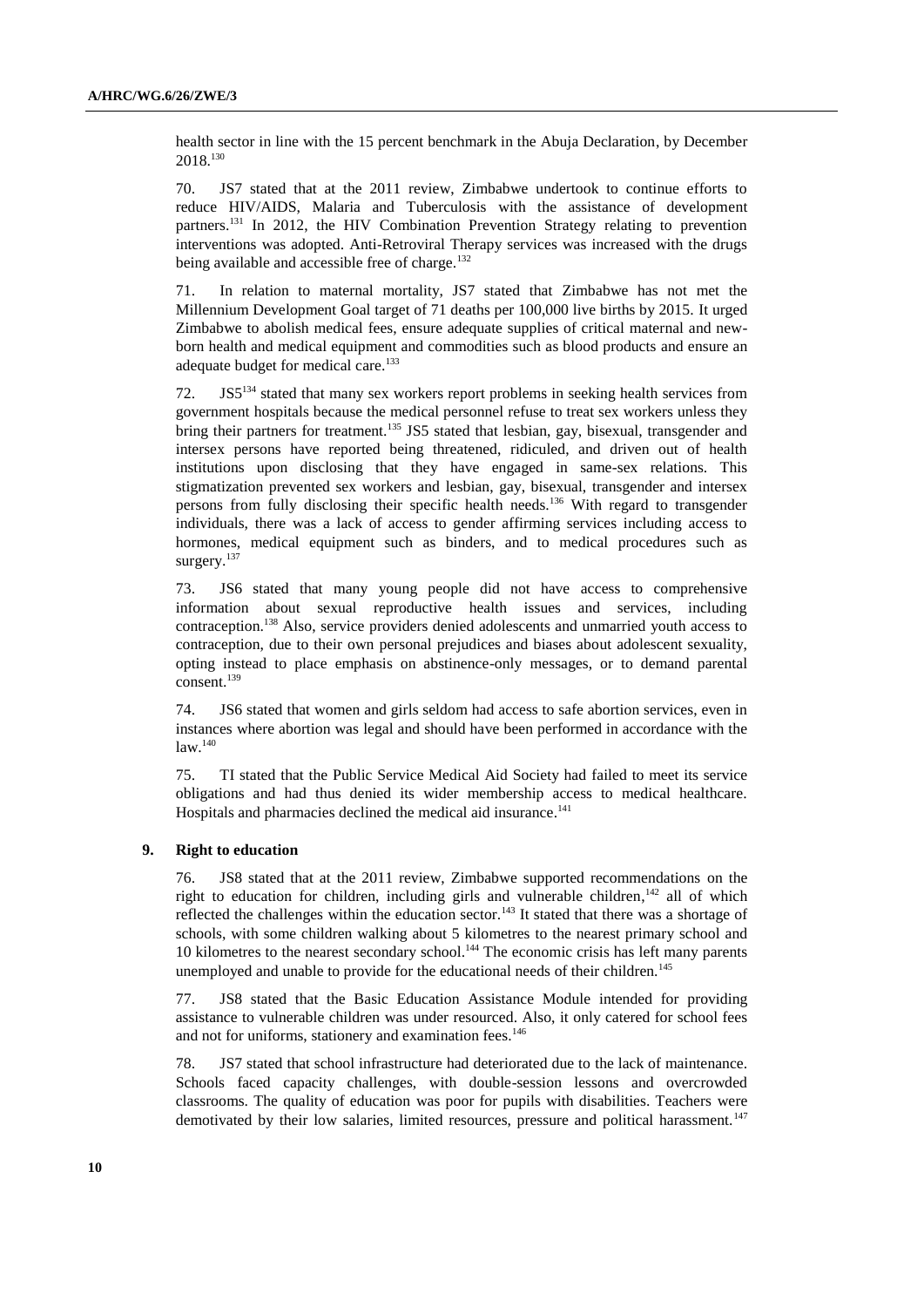health sector in line with the 15 percent benchmark in the Abuja Declaration, by December 2018.[130]

70. JS7 stated that at the 2011 review, Zimbabwe undertook to continue efforts to reduce HIV/AIDS, Malaria and Tuberculosis with the assistance of development partners.[131] In 2012, the HIV Combination Prevention Strategy relating to prevention interventions was adopted. Anti-Retroviral Therapy services was increased with the drugs being available and accessible free of charge.[132]

71. In relation to maternal mortality, JS7 stated that Zimbabwe has not met the Millennium Development Goal target of 71 deaths per 100,000 live births by 2015. It urged Zimbabwe to abolish medical fees, ensure adequate supplies of critical maternal and new-born health and medical equipment and commodities such as blood products and ensure an adequate budget for medical care.[133]

72. JS5[134] stated that many sex workers report problems in seeking health services from government hospitals because the medical personnel refuse to treat sex workers unless they bring their partners for treatment.[135] JS5 stated that lesbian, gay, bisexual, transgender and intersex persons have reported being threatened, ridiculed, and driven out of health institutions upon disclosing that they have engaged in same-sex relations. This stigmatization prevented sex workers and lesbian, gay, bisexual, transgender and intersex persons from fully disclosing their specific health needs.[136] With regard to transgender individuals, there was a lack of access to gender affirming services including access to hormones, medical equipment such as binders, and to medical procedures such as surgery.[137]

73. JS6 stated that many young people did not have access to comprehensive information about sexual reproductive health issues and services, including contraception.[138] Also, service providers denied adolescents and unmarried youth access to contraception, due to their own personal prejudices and biases about adolescent sexuality, opting instead to place emphasis on abstinence-only messages, or to demand parental consent.[139]

74. JS6 stated that women and girls seldom had access to safe abortion services, even in instances where abortion was legal and should have been performed in accordance with the law.[140]

75. TI stated that the Public Service Medical Aid Society had failed to meet its service obligations and had thus denied its wider membership access to medical healthcare. Hospitals and pharmacies declined the medical aid insurance.[141]

### 9. Right to education

76. JS8 stated that at the 2011 review, Zimbabwe supported recommendations on the right to education for children, including girls and vulnerable children,[142] all of which reflected the challenges within the education sector.[143] It stated that there was a shortage of schools, with some children walking about 5 kilometres to the nearest primary school and 10 kilometres to the nearest secondary school.[144] The economic crisis has left many parents unemployed and unable to provide for the educational needs of their children.[145]

77. JS8 stated that the Basic Education Assistance Module intended for providing assistance to vulnerable children was under resourced. Also, it only catered for school fees and not for uniforms, stationery and examination fees.[146]

78. JS7 stated that school infrastructure had deteriorated due to the lack of maintenance. Schools faced capacity challenges, with double-session lessons and overcrowded classrooms. The quality of education was poor for pupils with disabilities. Teachers were demotivated by their low salaries, limited resources, pressure and political harassment.[147]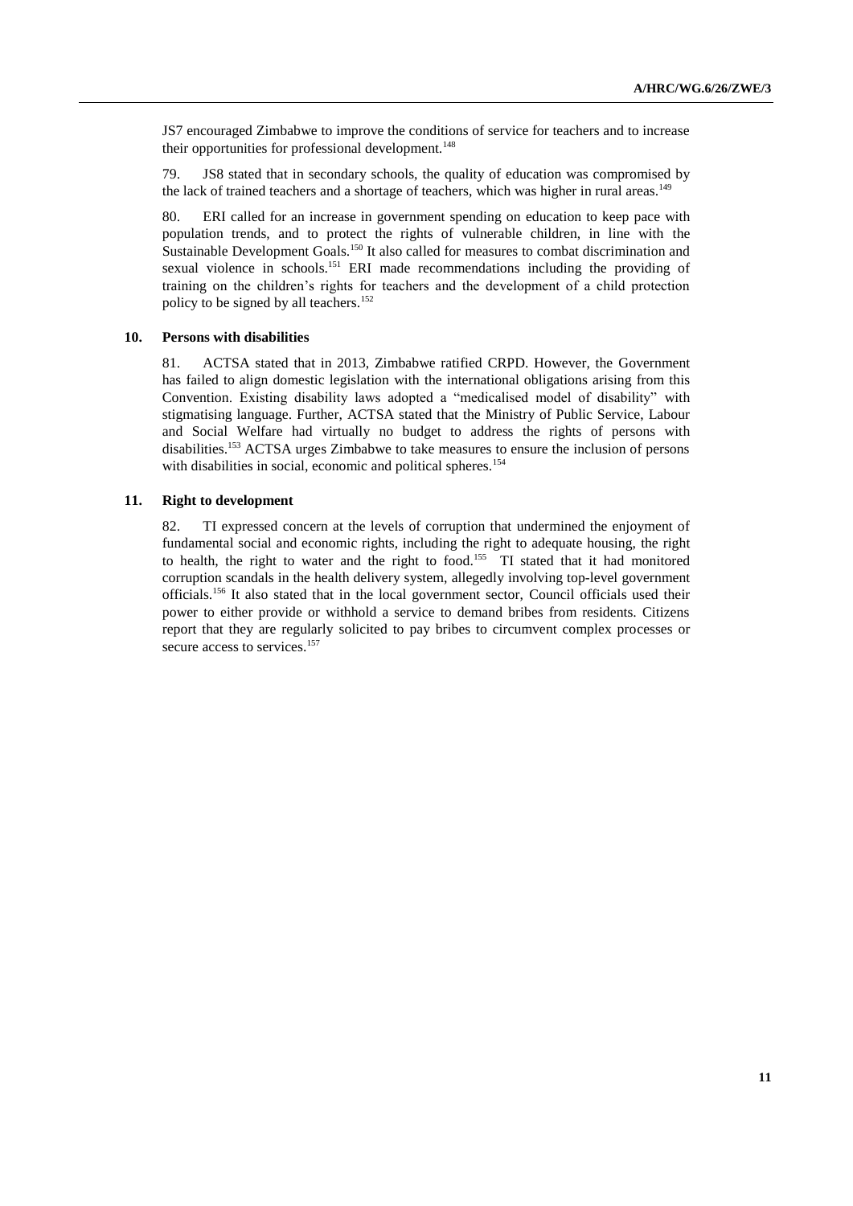JS7 encouraged Zimbabwe to improve the conditions of service for teachers and to increase their opportunities for professional development.[148]

79. JS8 stated that in secondary schools, the quality of education was compromised by the lack of trained teachers and a shortage of teachers, which was higher in rural areas.[149]

80. ERI called for an increase in government spending on education to keep pace with population trends, and to protect the rights of vulnerable children, in line with the Sustainable Development Goals.[150] It also called for measures to combat discrimination and sexual violence in schools.[151] ERI made recommendations including the providing of training on the children's rights for teachers and the development of a child protection policy to be signed by all teachers.[152]

### 10. Persons with disabilities

81. ACTSA stated that in 2013, Zimbabwe ratified CRPD. However, the Government has failed to align domestic legislation with the international obligations arising from this Convention. Existing disability laws adopted a "medicalised model of disability" with stigmatising language. Further, ACTSA stated that the Ministry of Public Service, Labour and Social Welfare had virtually no budget to address the rights of persons with disabilities.[153] ACTSA urges Zimbabwe to take measures to ensure the inclusion of persons with disabilities in social, economic and political spheres.[154]

### 11. Right to development

82. TI expressed concern at the levels of corruption that undermined the enjoyment of fundamental social and economic rights, including the right to adequate housing, the right to health, the right to water and the right to food.[155] TI stated that it had monitored corruption scandals in the health delivery system, allegedly involving top-level government officials.[156] It also stated that in the local government sector, Council officials used their power to either provide or withhold a service to demand bribes from residents. Citizens report that they are regularly solicited to pay bribes to circumvent complex processes or secure access to services.[157]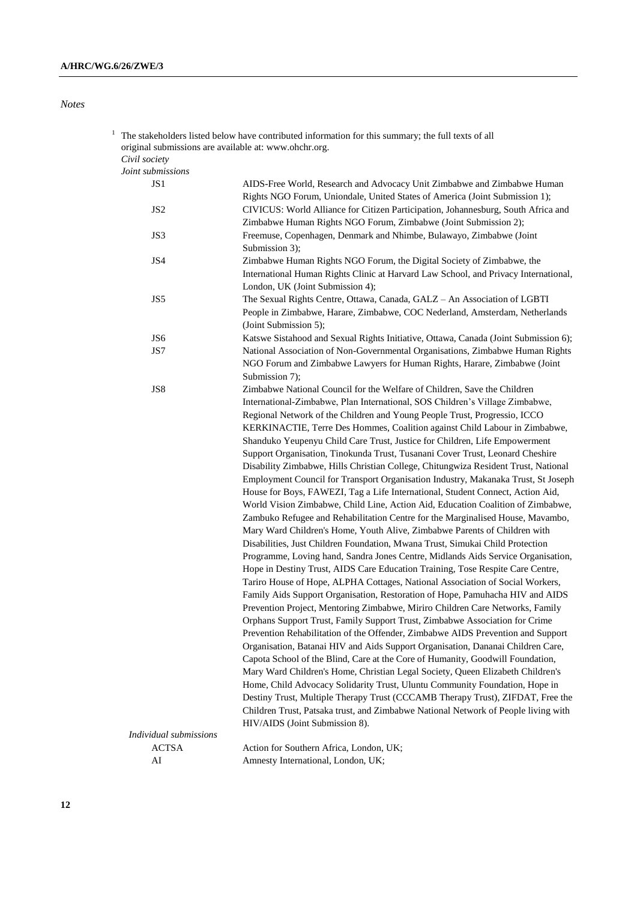*Notes*

[1] The stakeholders listed below have contributed information for this summary; the full texts of all original submissions are available at: www.ohchr.org.

*Civil society*

*Joint submissions*

| | |
|---|---|
| JS1 | AIDS-Free World, Research and Advocacy Unit Zimbabwe and Zimbabwe Human Rights NGO Forum, Uniondale, United States of America (Joint Submission 1); |
| JS2 | CIVICUS: World Alliance for Citizen Participation, Johannesburg, South Africa and Zimbabwe Human Rights NGO Forum, Zimbabwe (Joint Submission 2); |
| JS3 | Freemuse, Copenhagen, Denmark and Nhimbe, Bulawayo, Zimbabwe (Joint Submission 3); |
| JS4 | Zimbabwe Human Rights NGO Forum, the Digital Society of Zimbabwe, the International Human Rights Clinic at Harvard Law School, and Privacy International, London, UK (Joint Submission 4); |
| JS5 | The Sexual Rights Centre, Ottawa, Canada, GALZ – An Association of LGBTI People in Zimbabwe, Harare, Zimbabwe, COC Nederland, Amsterdam, Netherlands (Joint Submission 5); |
| JS6 | Katswe Sistahood and Sexual Rights Initiative, Ottawa, Canada (Joint Submission 6); |
| JS7 | National Association of Non-Governmental Organisations, Zimbabwe Human Rights NGO Forum and Zimbabwe Lawyers for Human Rights, Harare, Zimbabwe (Joint Submission 7); |
| JS8 | Zimbabwe National Council for the Welfare of Children, Save the Children International-Zimbabwe, Plan International, SOS Children's Village Zimbabwe, Regional Network of the Children and Young People Trust, Progressio, ICCO KERKINACTIE, Terre Des Hommes, Coalition against Child Labour in Zimbabwe, Shanduko Yeupenyu Child Care Trust, Justice for Children, Life Empowerment Support Organisation, Tinokunda Trust, Tusanani Cover Trust, Leonard Cheshire Disability Zimbabwe, Hills Christian College, Chitungwiza Resident Trust, National Employment Council for Transport Organisation Industry, Makanaka Trust, St Joseph House for Boys, FAWEZI, Tag a Life International, Student Connect, Action Aid, World Vision Zimbabwe, Child Line, Action Aid, Education Coalition of Zimbabwe, Zambuko Refugee and Rehabilitation Centre for the Marginalised House, Mavambo, Mary Ward Children's Home, Youth Alive, Zimbabwe Parents of Children with Disabilities, Just Children Foundation, Mwana Trust, Simukai Child Protection Programme, Loving hand, Sandra Jones Centre, Midlands Aids Service Organisation, Hope in Destiny Trust, AIDS Care Education Training, Tose Respite Care Centre, Tariro House of Hope, ALPHA Cottages, National Association of Social Workers, Family Aids Support Organisation, Restoration of Hope, Pamuhacha HIV and AIDS Prevention Project, Mentoring Zimbabwe, Miriro Children Care Networks, Family Orphans Support Trust, Family Support Trust, Zimbabwe Association for Crime Prevention Rehabilitation of the Offender, Zimbabwe AIDS Prevention and Support Organisation, Batanai HIV and Aids Support Organisation, Dananai Children Care, Capota School of the Blind, Care at the Core of Humanity, Goodwill Foundation, Mary Ward Children's Home, Christian Legal Society, Queen Elizabeth Children's Home, Child Advocacy Solidarity Trust, Uluntu Community Foundation, Hope in Destiny Trust, Multiple Therapy Trust (CCCAMB Therapy Trust), ZIFDAT, Free the Children Trust, Patsaka trust, and Zimbabwe National Network of People living with HIV/AIDS (Joint Submission 8). |

*Individual submissions*

| | |
|---|---|
| ACTSA | Action for Southern Africa, London, UK; |
| AI | Amnesty International, London, UK; |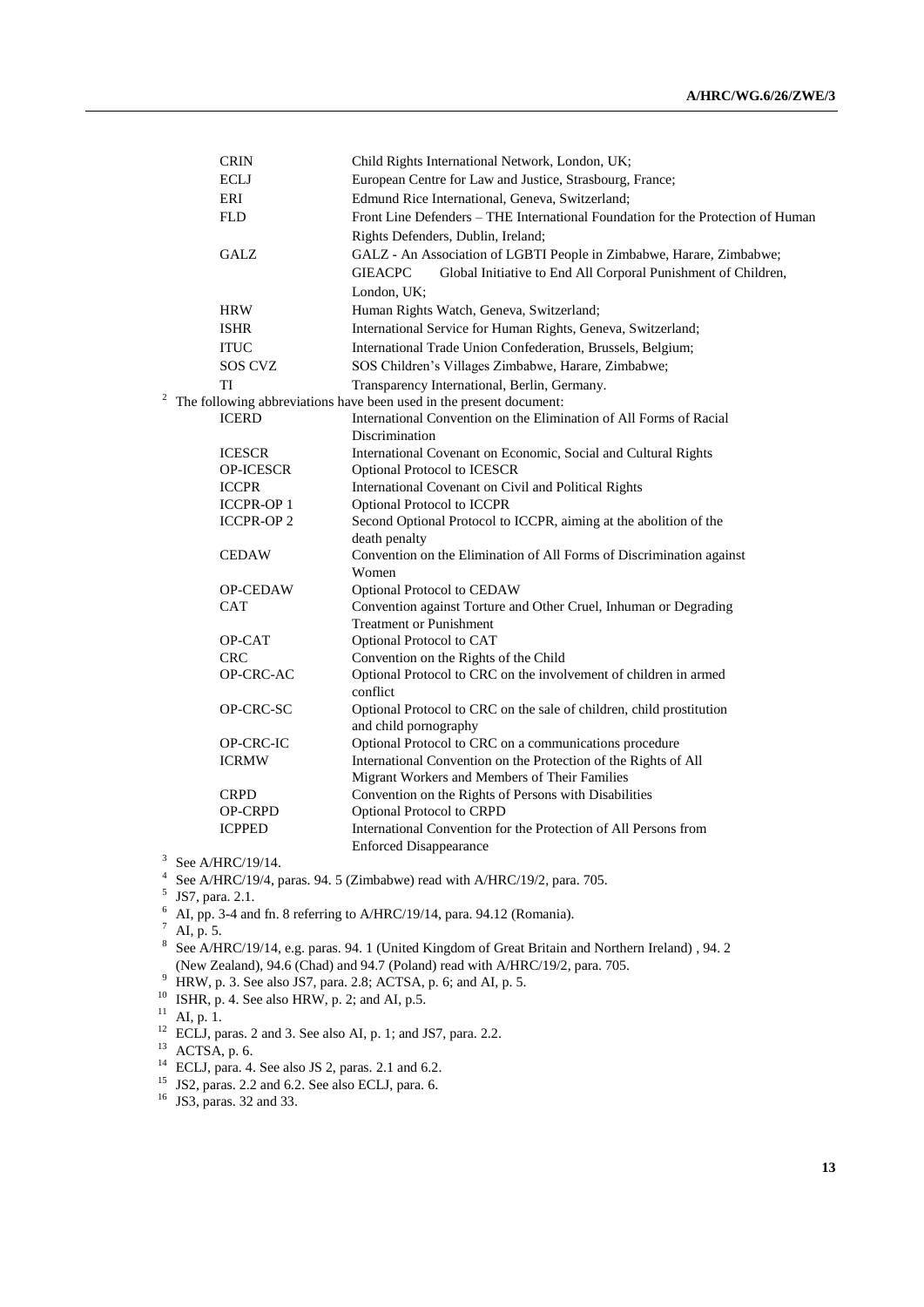| | |
|---|---|
| CRIN | Child Rights International Network, London, UK; |
| ECLJ | European Centre for Law and Justice, Strasbourg, France; |
| ERI | Edmund Rice International, Geneva, Switzerland; |
| FLD | Front Line Defenders – THE International Foundation for the Protection of Human Rights Defenders, Dublin, Ireland; |
| GALZ | GALZ - An Association of LGBTI People in Zimbabwe, Harare, Zimbabwe; |
| GIEACPC | Global Initiative to End All Corporal Punishment of Children, London, UK; |
| HRW | Human Rights Watch, Geneva, Switzerland; |
| ISHR | International Service for Human Rights, Geneva, Switzerland; |
| ITUC | International Trade Union Confederation, Brussels, Belgium; |
| SOS CVZ | SOS Children's Villages Zimbabwe, Harare, Zimbabwe; |
| TI | Transparency International, Berlin, Germany. |

[2] The following abbreviations have been used in the present document:

| | |
|---|---|
| ICERD | International Convention on the Elimination of All Forms of Racial Discrimination |
| ICESCR | International Covenant on Economic, Social and Cultural Rights |
| OP-ICESCR | Optional Protocol to ICESCR |
| ICCPR | International Covenant on Civil and Political Rights |
| ICCPR-OP 1 | Optional Protocol to ICCPR |
| ICCPR-OP 2 | Second Optional Protocol to ICCPR, aiming at the abolition of the death penalty |
| CEDAW | Convention on the Elimination of All Forms of Discrimination against Women |
| OP-CEDAW | Optional Protocol to CEDAW |
| CAT | Convention against Torture and Other Cruel, Inhuman or Degrading Treatment or Punishment |
| OP-CAT | Optional Protocol to CAT |
| CRC | Convention on the Rights of the Child |
| OP-CRC-AC | Optional Protocol to CRC on the involvement of children in armed conflict |
| OP-CRC-SC | Optional Protocol to CRC on the sale of children, child prostitution and child pornography |
| OP-CRC-IC | Optional Protocol to CRC on a communications procedure |
| ICRMW | International Convention on the Protection of the Rights of All Migrant Workers and Members of Their Families |
| CRPD | Convention on the Rights of Persons with Disabilities |
| OP-CRPD | Optional Protocol to CRPD |
| ICPPED | International Convention for the Protection of All Persons from Enforced Disappearance |

[3] See A/HRC/19/14.

[4] See A/HRC/19/4, paras. 94. 5 (Zimbabwe) read with A/HRC/19/2, para. 705.

[5] JS7, para. 2.1.

[6] AI, pp. 3-4 and fn. 8 referring to A/HRC/19/14, para. 94.12 (Romania).

[7] AI, p. 5.

[8] See A/HRC/19/14, e.g. paras. 94. 1 (United Kingdom of Great Britain and Northern Ireland) , 94. 2 (New Zealand), 94.6 (Chad) and 94.7 (Poland) read with A/HRC/19/2, para. 705.

[9] HRW, p. 3. See also JS7, para. 2.8; ACTSA, p. 6; and AI, p. 5.

[10] ISHR, p. 4. See also HRW, p. 2; and AI, p.5.

[11] AI, p. 1.

[12] ECLJ, paras. 2 and 3. See also AI, p. 1; and JS7, para. 2.2.

[13] ACTSA, p. 6.

[14] ECLJ, para. 4. See also JS 2, paras. 2.1 and 6.2.

[15] JS2, paras. 2.2 and 6.2. See also ECLJ, para. 6.

[16] JS3, paras. 32 and 33.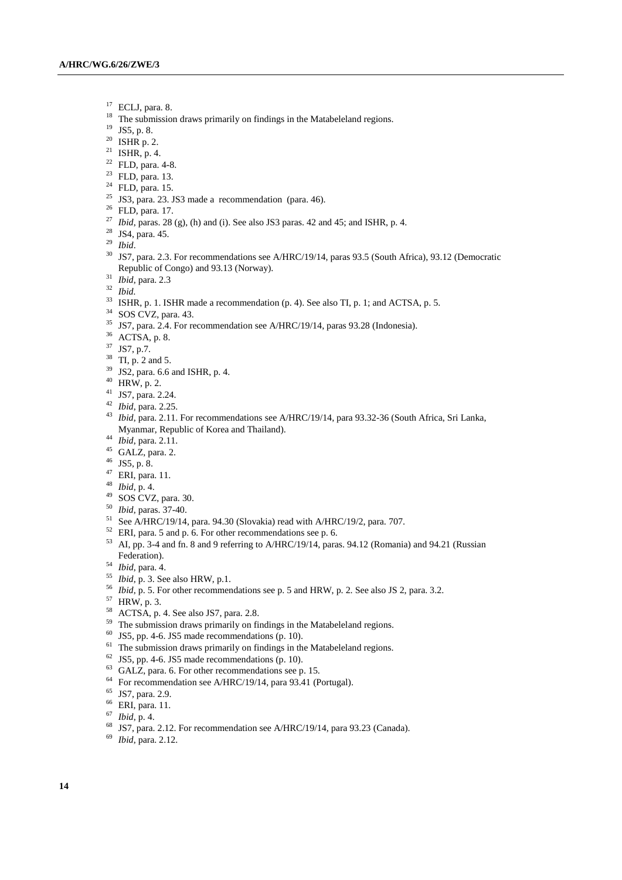[17] ECLJ, para. 8.

[18] The submission draws primarily on findings in the Matabeleland regions.

[19] JS5, p. 8.

[20] ISHR p. 2.

[21] ISHR, p. 4.

[22] FLD, para. 4-8.

[23] FLD, para. 13.

[24] FLD, para. 15.

[25] JS3, para. 23. JS3 made a recommendation (para. 46).

[26] FLD, para. 17.

[27] *Ibid*, paras. 28 (g), (h) and (i). See also JS3 paras. 42 and 45; and ISHR, p. 4.

[28] JS4, para. 45.

[29] *Ibid*.

[30] JS7, para. 2.3. For recommendations see A/HRC/19/14, paras 93.5 (South Africa), 93.12 (Democratic Republic of Congo) and 93.13 (Norway).

[31] *Ibid*, para. 2.3

[32] *Ibid.*

[33] ISHR, p. 1. ISHR made a recommendation (p. 4). See also TI, p. 1; and ACTSA, p. 5.

[34] SOS CVZ, para. 43.

[35] JS7, para. 2.4. For recommendation see A/HRC/19/14, paras 93.28 (Indonesia).

[36] ACTSA, p. 8.

[37] JS7, p.7.

[38] TI, p. 2 and 5.

[39] JS2, para. 6.6 and ISHR, p. 4.

[40] HRW, p. 2.

[41] JS7, para. 2.24.

[42] *Ibid*, para. 2.25.

[43] *Ibid*, para. 2.11. For recommendations see A/HRC/19/14, para 93.32-36 (South Africa, Sri Lanka, Myanmar, Republic of Korea and Thailand).

[44] *Ibid*, para. 2.11.

[45] GALZ, para. 2.

[46] JS5, p. 8.

[47] ERI, para. 11.

[48] *Ibid*, p. 4.

[49] SOS CVZ, para. 30.

[50] *Ibid*, paras. 37-40.

[51] See A/HRC/19/14, para. 94.30 (Slovakia) read with A/HRC/19/2, para. 707.

[52] ERI, para. 5 and p. 6. For other recommendations see p. 6.

[53] AI, pp. 3-4 and fn. 8 and 9 referring to A/HRC/19/14, paras. 94.12 (Romania) and 94.21 (Russian Federation).

[54] *Ibid*, para. 4.

[55] *Ibid*, p. 3. See also HRW, p.1.

[56] *Ibid*, p. 5. For other recommendations see p. 5 and HRW, p. 2. See also JS 2, para. 3.2.

[57] HRW, p. 3.

[58] ACTSA, p. 4. See also JS7, para. 2.8.

[59] The submission draws primarily on findings in the Matabeleland regions.

[60] JS5, pp. 4-6. JS5 made recommendations (p. 10).

[61] The submission draws primarily on findings in the Matabeleland regions.

[62] JS5, pp. 4-6. JS5 made recommendations (p. 10).

[63] GALZ, para. 6. For other recommendations see p. 15.

[64] For recommendation see A/HRC/19/14, para 93.41 (Portugal).

[65] JS7, para. 2.9.

[66] ERI, para. 11.

[67] *Ibid*, p. 4.

[68] JS7, para. 2.12. For recommendation see A/HRC/19/14, para 93.23 (Canada).

[69] *Ibid*, para. 2.12.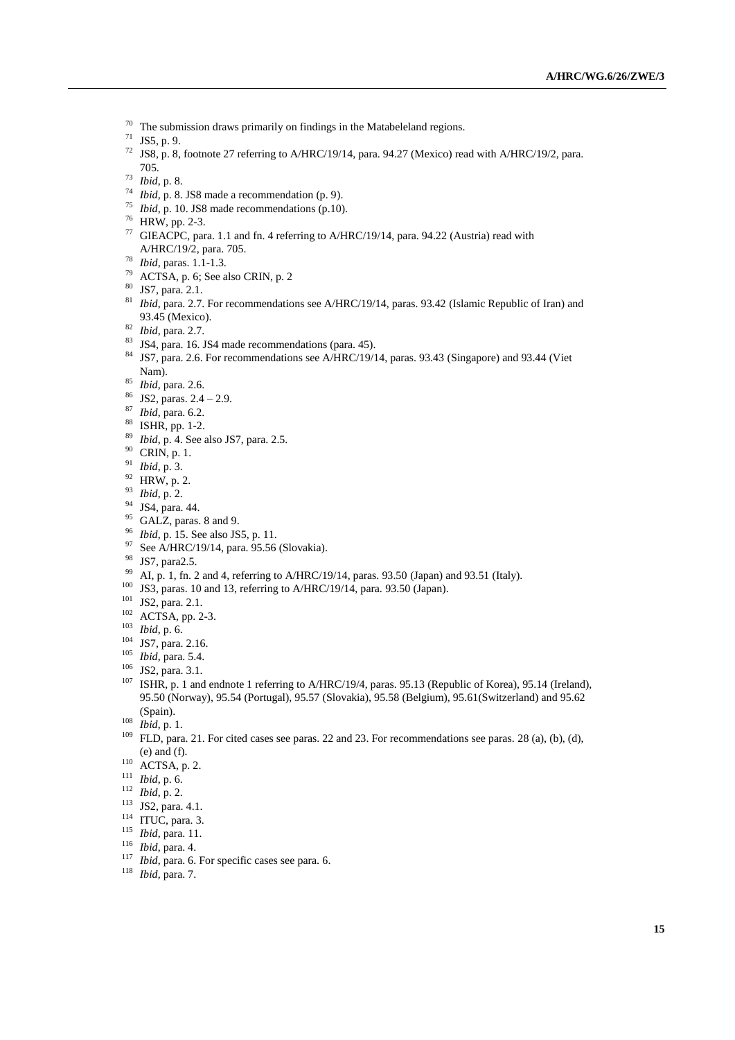[70] The submission draws primarily on findings in the Matabeleland regions.

[71] JS5, p. 9.

[72] JS8, p. 8, footnote 27 referring to A/HRC/19/14, para. 94.27 (Mexico) read with A/HRC/19/2, para. 705.

[73] *Ibid*, p. 8.

[74] *Ibid*, p. 8. JS8 made a recommendation (p. 9).

[75] *Ibid*, p. 10. JS8 made recommendations (p.10).

[76] HRW, pp. 2-3.

[77] GIEACPC, para. 1.1 and fn. 4 referring to A/HRC/19/14, para. 94.22 (Austria) read with A/HRC/19/2, para. 705.

[78] *Ibid*, paras. 1.1-1.3.

[79] ACTSA, p. 6; See also CRIN, p. 2

[80] JS7, para. 2.1.

[81] *Ibid*, para. 2.7. For recommendations see A/HRC/19/14, paras. 93.42 (Islamic Republic of Iran) and 93.45 (Mexico).

[82] *Ibid*, para. 2.7.

[83] JS4, para. 16. JS4 made recommendations (para. 45).

[84] JS7, para. 2.6. For recommendations see A/HRC/19/14, paras. 93.43 (Singapore) and 93.44 (Viet Nam).

[85] *Ibid*, para. 2.6.

[86] JS2, paras. 2.4 – 2.9.

[87] *Ibid*, para. 6.2.

[88] ISHR, pp. 1-2.

[89] *Ibid*, p. 4. See also JS7, para. 2.5.

[90] CRIN, p. 1.

[91] *Ibid*, p. 3.

[92] HRW, p. 2.

[93] *Ibid*, p. 2.

[94] JS4, para. 44.

[95] GALZ, paras. 8 and 9.

[96] *Ibid*, p. 15. See also JS5, p. 11.

[97] See A/HRC/19/14, para. 95.56 (Slovakia).

[98] JS7, para2.5.

[99] AI, p. 1, fn. 2 and 4, referring to A/HRC/19/14, paras. 93.50 (Japan) and 93.51 (Italy).

[100] JS3, paras. 10 and 13, referring to A/HRC/19/14, para. 93.50 (Japan).

[101] JS2, para. 2.1.

[102] ACTSA, pp. 2-3.

[103] *Ibid*, p. 6.

[104] JS7, para. 2.16.

[105] *Ibid*, para. 5.4.

[106] JS2, para. 3.1.

[107] ISHR, p. 1 and endnote 1 referring to A/HRC/19/4, paras. 95.13 (Republic of Korea), 95.14 (Ireland), 95.50 (Norway), 95.54 (Portugal), 95.57 (Slovakia), 95.58 (Belgium), 95.61(Switzerland) and 95.62 (Spain).

[108] *Ibid*, p. 1.

[109] FLD, para. 21. For cited cases see paras. 22 and 23. For recommendations see paras. 28 (a), (b), (d), (e) and (f).

[110] ACTSA, p. 2.

[111] *Ibid*, p. 6.

[112] *Ibid*, p. 2.

[113] JS2, para. 4.1.

[114] ITUC, para. 3.

[115] *Ibid*, para. 11.

[116] *Ibid*, para. 4.

[117] *Ibid*, para. 6. For specific cases see para. 6.

[118] *Ibid*, para. 7.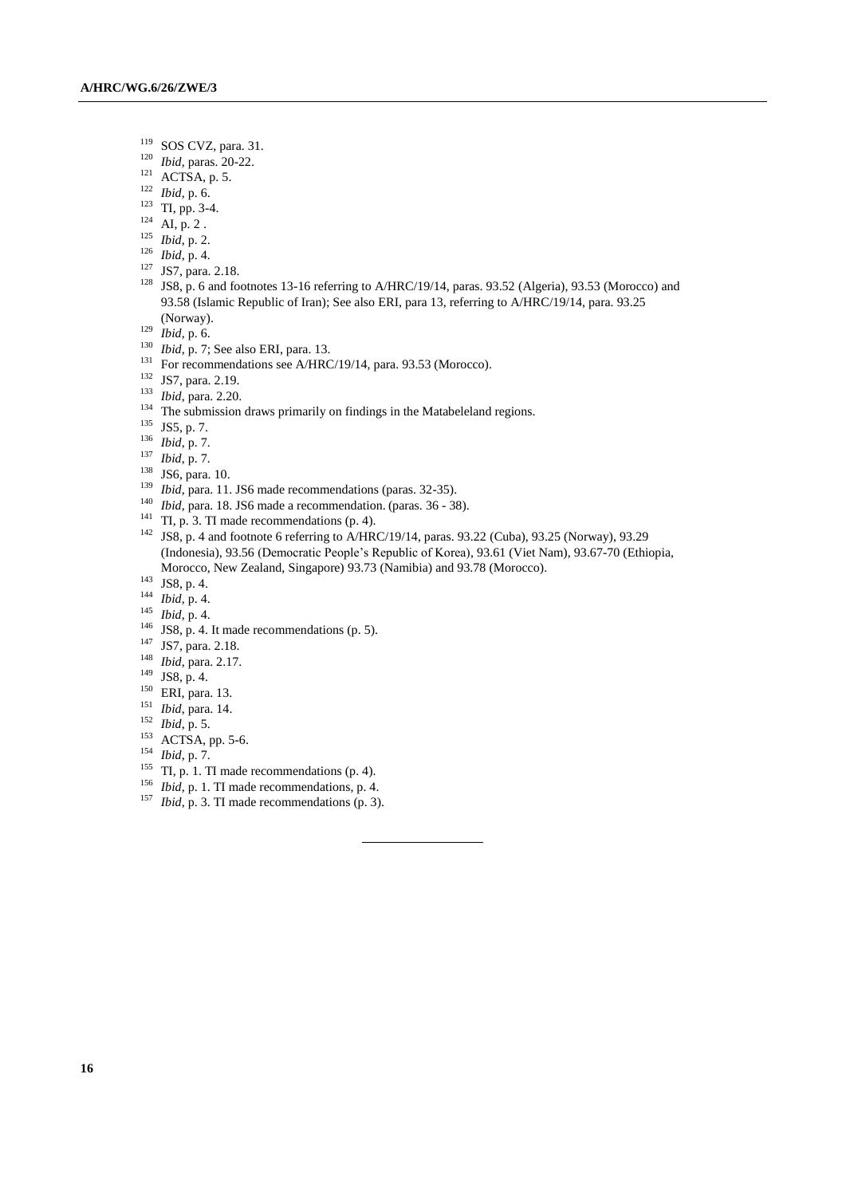[119] SOS CVZ, para. 31.
[120] *Ibid*, paras. 20-22.
[121] ACTSA, p. 5.
[122] *Ibid*, p. 6.
[123] TI, pp. 3-4.
[124] AI, p. 2 .
[125] *Ibid*, p. 2.
[126] *Ibid*, p. 4.
[127] JS7, para. 2.18.
[128] JS8, p. 6 and footnotes 13-16 referring to A/HRC/19/14, paras. 93.52 (Algeria), 93.53 (Morocco) and 93.58 (Islamic Republic of Iran); See also ERI, para 13, referring to A/HRC/19/14, para. 93.25 (Norway).
[129] *Ibid*, p. 6.
[130] *Ibid*, p. 7; See also ERI, para. 13.
[131] For recommendations see A/HRC/19/14, para. 93.53 (Morocco).
[132] JS7, para. 2.19.
[133] *Ibid*, para. 2.20.
[134] The submission draws primarily on findings in the Matabeleland regions.
[135] JS5, p. 7.
[136] *Ibid*, p. 7.
[137] *Ibid*, p. 7.
[138] JS6, para. 10.
[139] *Ibid*, para. 11. JS6 made recommendations (paras. 32-35).
[140] *Ibid*, para. 18. JS6 made a recommendation. (paras. 36 - 38).
[141] TI, p. 3. TI made recommendations (p. 4).
[142] JS8, p. 4 and footnote 6 referring to A/HRC/19/14, paras. 93.22 (Cuba), 93.25 (Norway), 93.29 (Indonesia), 93.56 (Democratic People's Republic of Korea), 93.61 (Viet Nam), 93.67-70 (Ethiopia, Morocco, New Zealand, Singapore) 93.73 (Namibia) and 93.78 (Morocco).
[143] JS8, p. 4.
[144] *Ibid*, p. 4.
[145] *Ibid*, p. 4.
[146] JS8, p. 4. It made recommendations (p. 5).
[147] JS7, para. 2.18.
[148] *Ibid*, para. 2.17.
[149] JS8, p. 4.
[150] ERI, para. 13.
[151] *Ibid*, para. 14.
[152] *Ibid*, p. 5.
[153] ACTSA, pp. 5-6.
[154] *Ibid*, p. 7.
[155] TI, p. 1. TI made recommendations (p. 4).
[156] *Ibid*, p. 1. TI made recommendations, p. 4.
[157] *Ibid*, p. 3. TI made recommendations (p. 3).